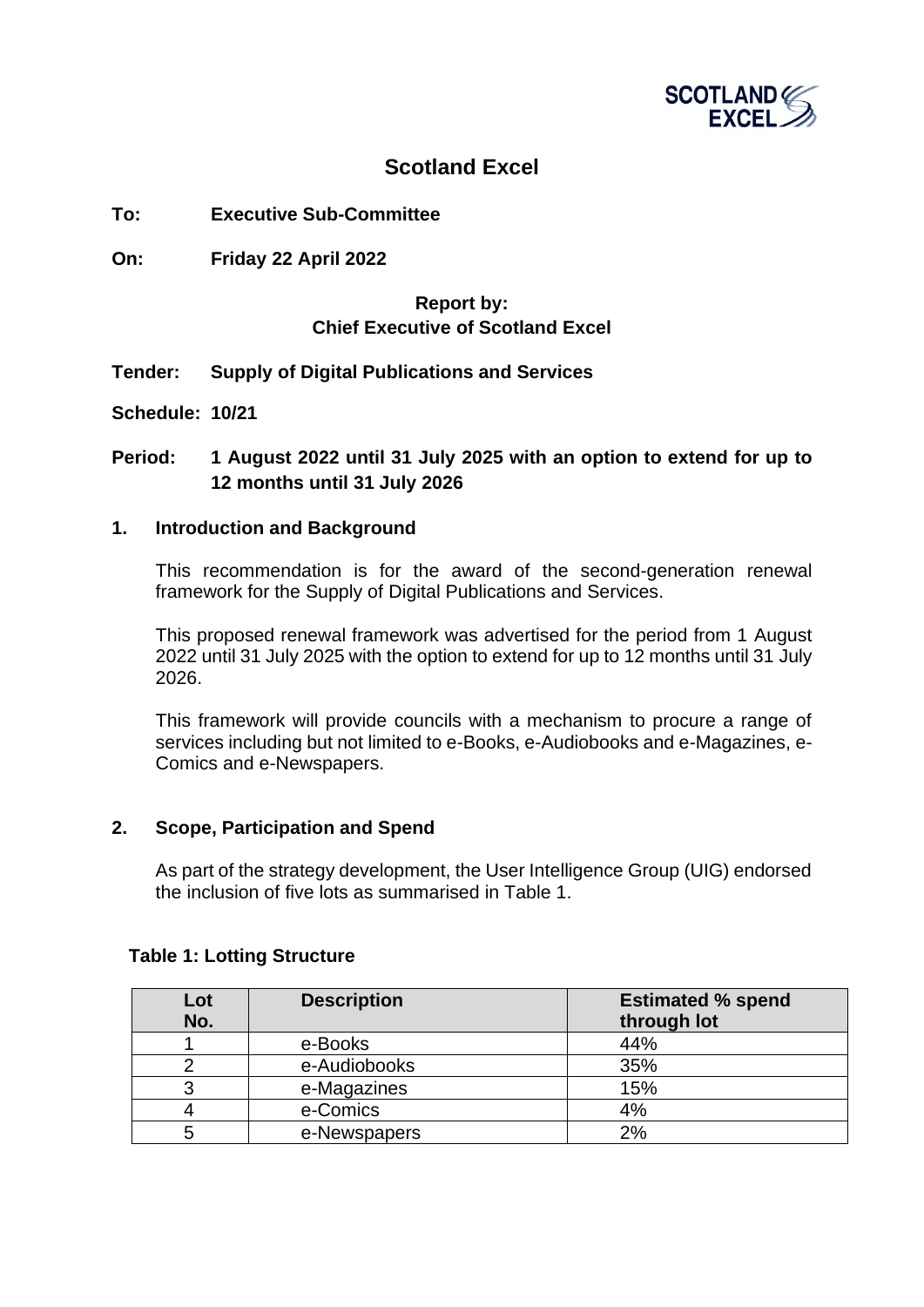# Scotland Excel

**To:** **Executive Sub-Committee**

**On:** **Friday 22 April 2022**

**Report by:**
**Chief Executive of Scotland Excel**

**Tender:** **Supply of Digital Publications and Services**

**Schedule: 10/21**

**Period:** **1 August 2022 until 31 July 2025 with an option to extend for up to 12 months until 31 July 2026**

## 1. Introduction and Background

This recommendation is for the award of the second-generation renewal framework for the Supply of Digital Publications and Services.

This proposed renewal framework was advertised for the period from 1 August 2022 until 31 July 2025 with the option to extend for up to 12 months until 31 July 2026.

This framework will provide councils with a mechanism to procure a range of services including but not limited to e-Books, e-Audiobooks and e-Magazines, e-Comics and e-Newspapers.

## 2. Scope, Participation and Spend

As part of the strategy development, the User Intelligence Group (UIG) endorsed the inclusion of five lots as summarised in Table 1.

**Table 1: Lotting Structure**

| Lot No. | Description | Estimated % spend through lot |
|---|---|---|
| 1 | e-Books | 44% |
| 2 | e-Audiobooks | 35% |
| 3 | e-Magazines | 15% |
| 4 | e-Comics | 4% |
| 5 | e-Newspapers | 2% |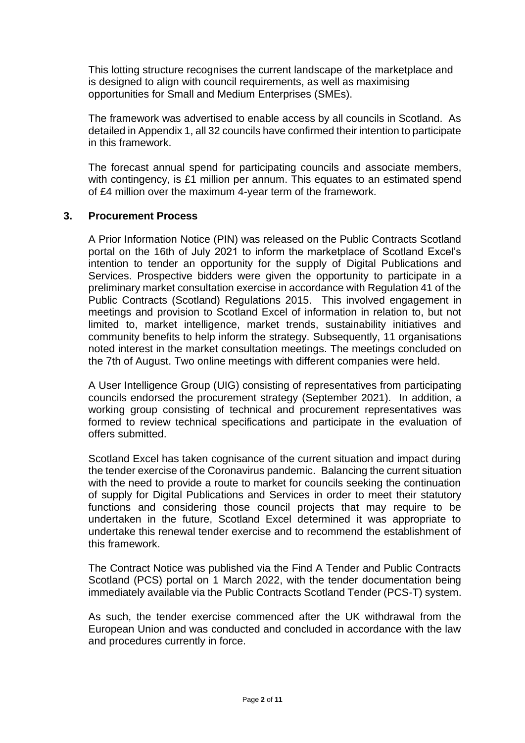This lotting structure recognises the current landscape of the marketplace and is designed to align with council requirements, as well as maximising opportunities for Small and Medium Enterprises (SMEs).

The framework was advertised to enable access by all councils in Scotland. As detailed in Appendix 1, all 32 councils have confirmed their intention to participate in this framework.

The forecast annual spend for participating councils and associate members, with contingency, is £1 million per annum. This equates to an estimated spend of £4 million over the maximum 4-year term of the framework.

## 3. Procurement Process

A Prior Information Notice (PIN) was released on the Public Contracts Scotland portal on the 16th of July 2021 to inform the marketplace of Scotland Excel's intention to tender an opportunity for the supply of Digital Publications and Services. Prospective bidders were given the opportunity to participate in a preliminary market consultation exercise in accordance with Regulation 41 of the Public Contracts (Scotland) Regulations 2015. This involved engagement in meetings and provision to Scotland Excel of information in relation to, but not limited to, market intelligence, market trends, sustainability initiatives and community benefits to help inform the strategy. Subsequently, 11 organisations noted interest in the market consultation meetings. The meetings concluded on the 7th of August. Two online meetings with different companies were held.

A User Intelligence Group (UIG) consisting of representatives from participating councils endorsed the procurement strategy (September 2021). In addition, a working group consisting of technical and procurement representatives was formed to review technical specifications and participate in the evaluation of offers submitted.

Scotland Excel has taken cognisance of the current situation and impact during the tender exercise of the Coronavirus pandemic. Balancing the current situation with the need to provide a route to market for councils seeking the continuation of supply for Digital Publications and Services in order to meet their statutory functions and considering those council projects that may require to be undertaken in the future, Scotland Excel determined it was appropriate to undertake this renewal tender exercise and to recommend the establishment of this framework.

The Contract Notice was published via the Find A Tender and Public Contracts Scotland (PCS) portal on 1 March 2022, with the tender documentation being immediately available via the Public Contracts Scotland Tender (PCS-T) system.

As such, the tender exercise commenced after the UK withdrawal from the European Union and was conducted and concluded in accordance with the law and procedures currently in force.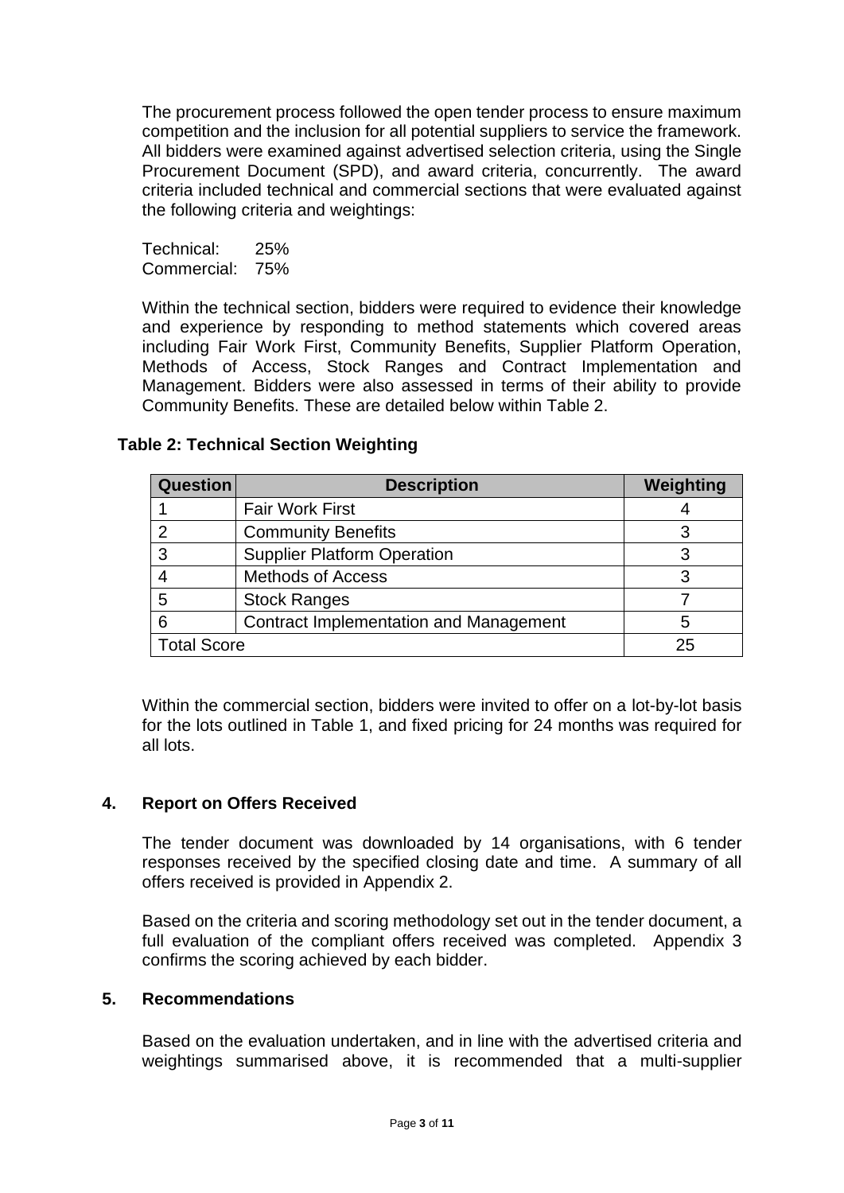The procurement process followed the open tender process to ensure maximum competition and the inclusion for all potential suppliers to service the framework. All bidders were examined against advertised selection criteria, using the Single Procurement Document (SPD), and award criteria, concurrently. The award criteria included technical and commercial sections that were evaluated against the following criteria and weightings:

Technical: 25%
Commercial: 75%

Within the technical section, bidders were required to evidence their knowledge and experience by responding to method statements which covered areas including Fair Work First, Community Benefits, Supplier Platform Operation, Methods of Access, Stock Ranges and Contract Implementation and Management. Bidders were also assessed in terms of their ability to provide Community Benefits. These are detailed below within Table 2.

**Table 2: Technical Section Weighting**

| Question | Description | Weighting |
|---|---|---|
| 1 | Fair Work First | 4 |
| 2 | Community Benefits | 3 |
| 3 | Supplier Platform Operation | 3 |
| 4 | Methods of Access | 3 |
| 5 | Stock Ranges | 7 |
| 6 | Contract Implementation and Management | 5 |
| Total Score | | 25 |

Within the commercial section, bidders were invited to offer on a lot-by-lot basis for the lots outlined in Table 1, and fixed pricing for 24 months was required for all lots.

## 4. Report on Offers Received

The tender document was downloaded by 14 organisations, with 6 tender responses received by the specified closing date and time. A summary of all offers received is provided in Appendix 2.

Based on the criteria and scoring methodology set out in the tender document, a full evaluation of the compliant offers received was completed. Appendix 3 confirms the scoring achieved by each bidder.

## 5. Recommendations

Based on the evaluation undertaken, and in line with the advertised criteria and weightings summarised above, it is recommended that a multi-supplier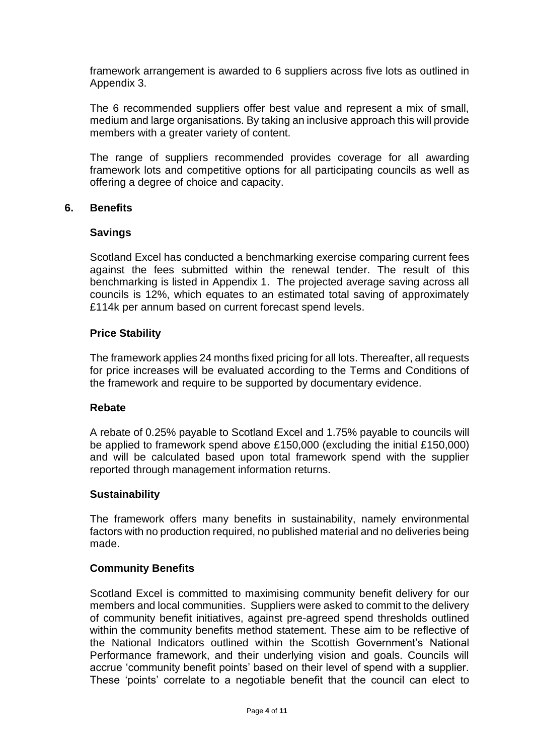framework arrangement is awarded to 6 suppliers across five lots as outlined in Appendix 3.

The 6 recommended suppliers offer best value and represent a mix of small, medium and large organisations. By taking an inclusive approach this will provide members with a greater variety of content.

The range of suppliers recommended provides coverage for all awarding framework lots and competitive options for all participating councils as well as offering a degree of choice and capacity.

## 6. Benefits

### Savings

Scotland Excel has conducted a benchmarking exercise comparing current fees against the fees submitted within the renewal tender. The result of this benchmarking is listed in Appendix 1. The projected average saving across all councils is 12%, which equates to an estimated total saving of approximately £114k per annum based on current forecast spend levels.

### Price Stability

The framework applies 24 months fixed pricing for all lots. Thereafter, all requests for price increases will be evaluated according to the Terms and Conditions of the framework and require to be supported by documentary evidence.

### Rebate

A rebate of 0.25% payable to Scotland Excel and 1.75% payable to councils will be applied to framework spend above £150,000 (excluding the initial £150,000) and will be calculated based upon total framework spend with the supplier reported through management information returns.

### Sustainability

The framework offers many benefits in sustainability, namely environmental factors with no production required, no published material and no deliveries being made.

### Community Benefits

Scotland Excel is committed to maximising community benefit delivery for our members and local communities. Suppliers were asked to commit to the delivery of community benefit initiatives, against pre-agreed spend thresholds outlined within the community benefits method statement. These aim to be reflective of the National Indicators outlined within the Scottish Government's National Performance framework, and their underlying vision and goals. Councils will accrue 'community benefit points' based on their level of spend with a supplier. These 'points' correlate to a negotiable benefit that the council can elect to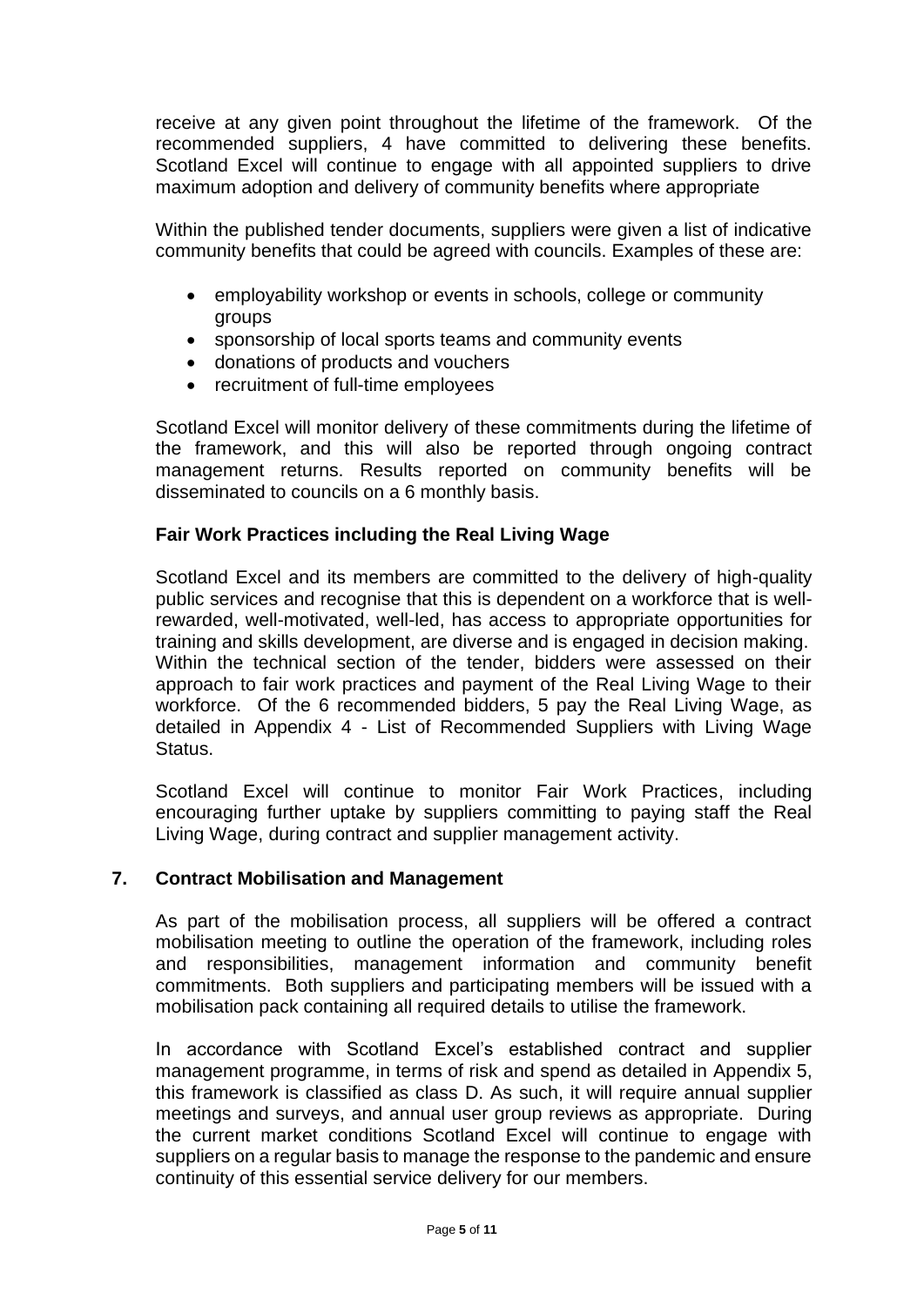receive at any given point throughout the lifetime of the framework. Of the recommended suppliers, 4 have committed to delivering these benefits. Scotland Excel will continue to engage with all appointed suppliers to drive maximum adoption and delivery of community benefits where appropriate

Within the published tender documents, suppliers were given a list of indicative community benefits that could be agreed with councils. Examples of these are:

- employability workshop or events in schools, college or community groups
- sponsorship of local sports teams and community events
- donations of products and vouchers
- recruitment of full-time employees

Scotland Excel will monitor delivery of these commitments during the lifetime of the framework, and this will also be reported through ongoing contract management returns. Results reported on community benefits will be disseminated to councils on a 6 monthly basis.

**Fair Work Practices including the Real Living Wage**

Scotland Excel and its members are committed to the delivery of high-quality public services and recognise that this is dependent on a workforce that is well-rewarded, well-motivated, well-led, has access to appropriate opportunities for training and skills development, are diverse and is engaged in decision making. Within the technical section of the tender, bidders were assessed on their approach to fair work practices and payment of the Real Living Wage to their workforce. Of the 6 recommended bidders, 5 pay the Real Living Wage, as detailed in Appendix 4 - List of Recommended Suppliers with Living Wage Status.

Scotland Excel will continue to monitor Fair Work Practices, including encouraging further uptake by suppliers committing to paying staff the Real Living Wage, during contract and supplier management activity.

## 7. Contract Mobilisation and Management

As part of the mobilisation process, all suppliers will be offered a contract mobilisation meeting to outline the operation of the framework, including roles and responsibilities, management information and community benefit commitments. Both suppliers and participating members will be issued with a mobilisation pack containing all required details to utilise the framework.

In accordance with Scotland Excel's established contract and supplier management programme, in terms of risk and spend as detailed in Appendix 5, this framework is classified as class D. As such, it will require annual supplier meetings and surveys, and annual user group reviews as appropriate. During the current market conditions Scotland Excel will continue to engage with suppliers on a regular basis to manage the response to the pandemic and ensure continuity of this essential service delivery for our members.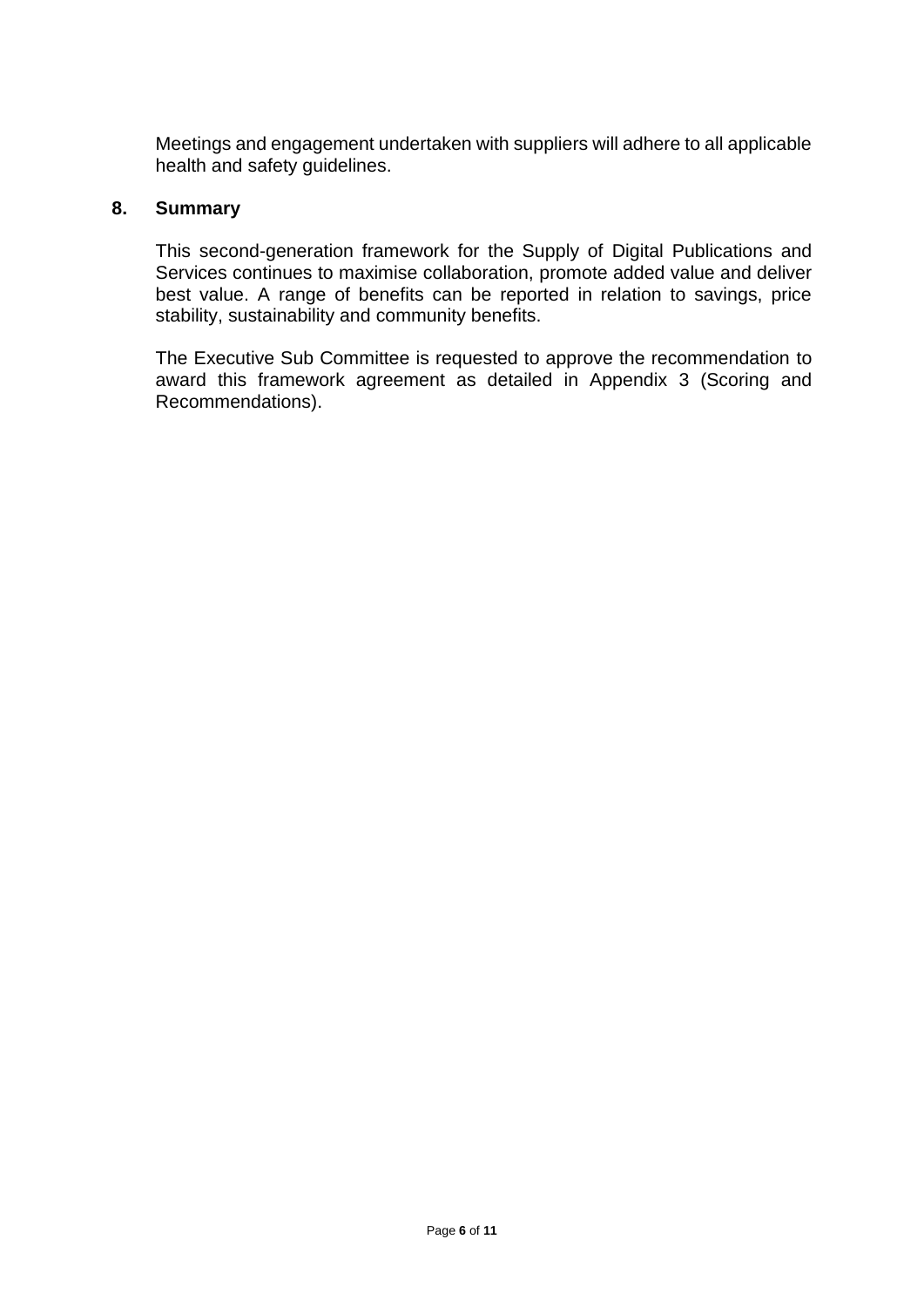Meetings and engagement undertaken with suppliers will adhere to all applicable health and safety guidelines.

## 8. Summary

This second-generation framework for the Supply of Digital Publications and Services continues to maximise collaboration, promote added value and deliver best value. A range of benefits can be reported in relation to savings, price stability, sustainability and community benefits.

The Executive Sub Committee is requested to approve the recommendation to award this framework agreement as detailed in Appendix 3 (Scoring and Recommendations).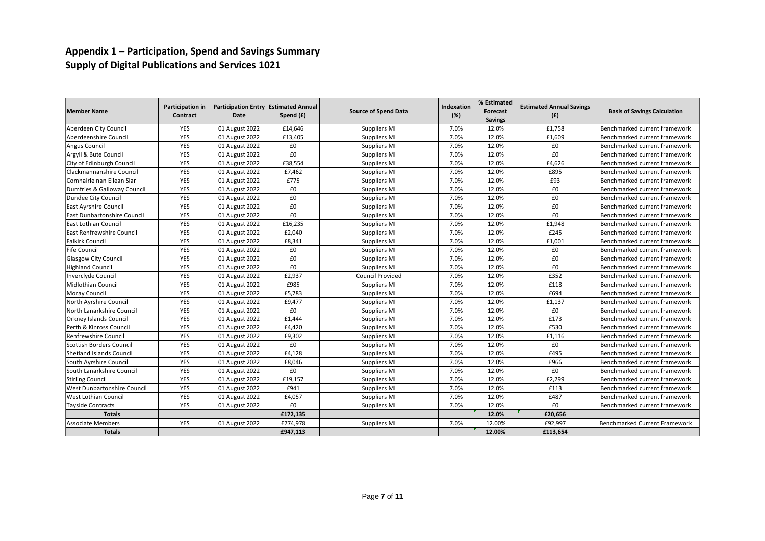# Appendix 1 – Participation, Spend and Savings Summary
# Supply of Digital Publications and Services 1021

| Member Name | Participation in Contract | Participation Entry Date | Estimated Annual Spend (£) | Source of Spend Data | Indexation (%) | % Estimated Forecast Savings | Estimated Annual Savings (£) | Basis of Savings Calculation |
|---|---|---|---|---|---|---|---|---|
| Aberdeen City Council | YES | 01 August 2022 | £14,646 | Suppliers MI | 7.0% | 12.0% | £1,758 | Benchmarked current framework |
| Aberdeenshire Council | YES | 01 August 2022 | £13,405 | Suppliers MI | 7.0% | 12.0% | £1,609 | Benchmarked current framework |
| Angus Council | YES | 01 August 2022 | £0 | Suppliers MI | 7.0% | 12.0% | £0 | Benchmarked current framework |
| Argyll & Bute Council | YES | 01 August 2022 | £0 | Suppliers MI | 7.0% | 12.0% | £0 | Benchmarked current framework |
| City of Edinburgh Council | YES | 01 August 2022 | £38,554 | Suppliers MI | 7.0% | 12.0% | £4,626 | Benchmarked current framework |
| Clackmannanshire Council | YES | 01 August 2022 | £7,462 | Suppliers MI | 7.0% | 12.0% | £895 | Benchmarked current framework |
| Comhairle nan Eilean Siar | YES | 01 August 2022 | £775 | Suppliers MI | 7.0% | 12.0% | £93 | Benchmarked current framework |
| Dumfries & Galloway Council | YES | 01 August 2022 | £0 | Suppliers MI | 7.0% | 12.0% | £0 | Benchmarked current framework |
| Dundee City Council | YES | 01 August 2022 | £0 | Suppliers MI | 7.0% | 12.0% | £0 | Benchmarked current framework |
| East Ayrshire Council | YES | 01 August 2022 | £0 | Suppliers MI | 7.0% | 12.0% | £0 | Benchmarked current framework |
| East Dunbartonshire Council | YES | 01 August 2022 | £0 | Suppliers MI | 7.0% | 12.0% | £0 | Benchmarked current framework |
| East Lothian Council | YES | 01 August 2022 | £16,235 | Suppliers MI | 7.0% | 12.0% | £1,948 | Benchmarked current framework |
| East Renfrewshire Council | YES | 01 August 2022 | £2,040 | Suppliers MI | 7.0% | 12.0% | £245 | Benchmarked current framework |
| Falkirk Council | YES | 01 August 2022 | £8,341 | Suppliers MI | 7.0% | 12.0% | £1,001 | Benchmarked current framework |
| Fife Council | YES | 01 August 2022 | £0 | Suppliers MI | 7.0% | 12.0% | £0 | Benchmarked current framework |
| Glasgow City Council | YES | 01 August 2022 | £0 | Suppliers MI | 7.0% | 12.0% | £0 | Benchmarked current framework |
| Highland Council | YES | 01 August 2022 | £0 | Suppliers MI | 7.0% | 12.0% | £0 | Benchmarked current framework |
| Inverclyde Council | YES | 01 August 2022 | £2,937 | Council Provided | 7.0% | 12.0% | £352 | Benchmarked current framework |
| Midlothian Council | YES | 01 August 2022 | £985 | Suppliers MI | 7.0% | 12.0% | £118 | Benchmarked current framework |
| Moray Council | YES | 01 August 2022 | £5,783 | Suppliers MI | 7.0% | 12.0% | £694 | Benchmarked current framework |
| North Ayrshire Council | YES | 01 August 2022 | £9,477 | Suppliers MI | 7.0% | 12.0% | £1,137 | Benchmarked current framework |
| North Lanarkshire Council | YES | 01 August 2022 | £0 | Suppliers MI | 7.0% | 12.0% | £0 | Benchmarked current framework |
| Orkney Islands Council | YES | 01 August 2022 | £1,444 | Suppliers MI | 7.0% | 12.0% | £173 | Benchmarked current framework |
| Perth & Kinross Council | YES | 01 August 2022 | £4,420 | Suppliers MI | 7.0% | 12.0% | £530 | Benchmarked current framework |
| Renfrewshire Council | YES | 01 August 2022 | £9,302 | Suppliers MI | 7.0% | 12.0% | £1,116 | Benchmarked current framework |
| Scottish Borders Council | YES | 01 August 2022 | £0 | Suppliers MI | 7.0% | 12.0% | £0 | Benchmarked current framework |
| Shetland Islands Council | YES | 01 August 2022 | £4,128 | Suppliers MI | 7.0% | 12.0% | £495 | Benchmarked current framework |
| South Ayrshire Council | YES | 01 August 2022 | £8,046 | Suppliers MI | 7.0% | 12.0% | £966 | Benchmarked current framework |
| South Lanarkshire Council | YES | 01 August 2022 | £0 | Suppliers MI | 7.0% | 12.0% | £0 | Benchmarked current framework |
| Stirling Council | YES | 01 August 2022 | £19,157 | Suppliers MI | 7.0% | 12.0% | £2,299 | Benchmarked current framework |
| West Dunbartonshire Council | YES | 01 August 2022 | £941 | Suppliers MI | 7.0% | 12.0% | £113 | Benchmarked current framework |
| West Lothian Council | YES | 01 August 2022 | £4,057 | Suppliers MI | 7.0% | 12.0% | £487 | Benchmarked current framework |
| Tayside Contracts | YES | 01 August 2022 | £0 | Suppliers MI | 7.0% | 12.0% | £0 | Benchmarked current framework |
| **Totals** | | | **£172,135** | | | **12.0%** | **£20,656** | |
| Associate Members | YES | 01 August 2022 | £774,978 | Suppliers MI | 7.0% | 12.00% | £92,997 | Benchmarked Current Framework |
| **Totals** | | | **£947,113** | | | **12.00%** | **£113,654** | |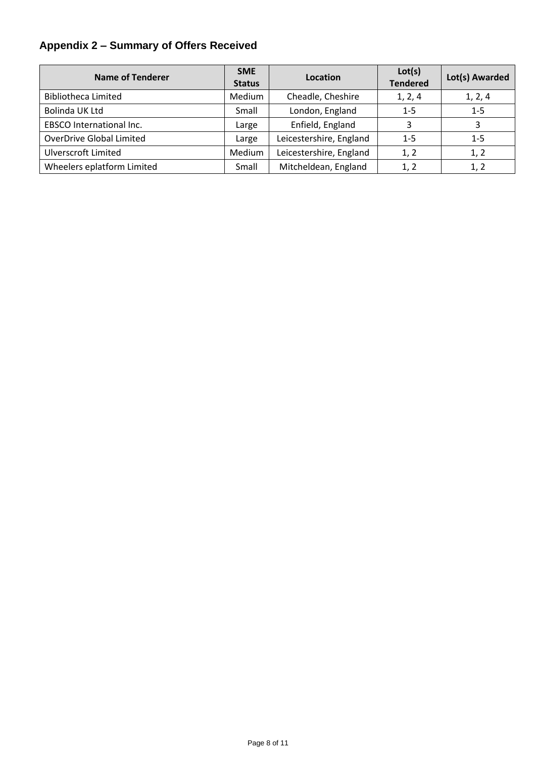## Appendix 2 – Summary of Offers Received

| Name of Tenderer | SME Status | Location | Lot(s) Tendered | Lot(s) Awarded |
|---|---|---|---|---|
| Bibliotheca Limited | Medium | Cheadle, Cheshire | 1, 2, 4 | 1, 2, 4 |
| Bolinda UK Ltd | Small | London, England | 1-5 | 1-5 |
| EBSCO International Inc. | Large | Enfield, England | 3 | 3 |
| OverDrive Global Limited | Large | Leicestershire, England | 1-5 | 1-5 |
| Ulverscroft Limited | Medium | Leicestershire, England | 1, 2 | 1, 2 |
| Wheelers eplatform Limited | Small | Mitcheldean, England | 1, 2 | 1, 2 |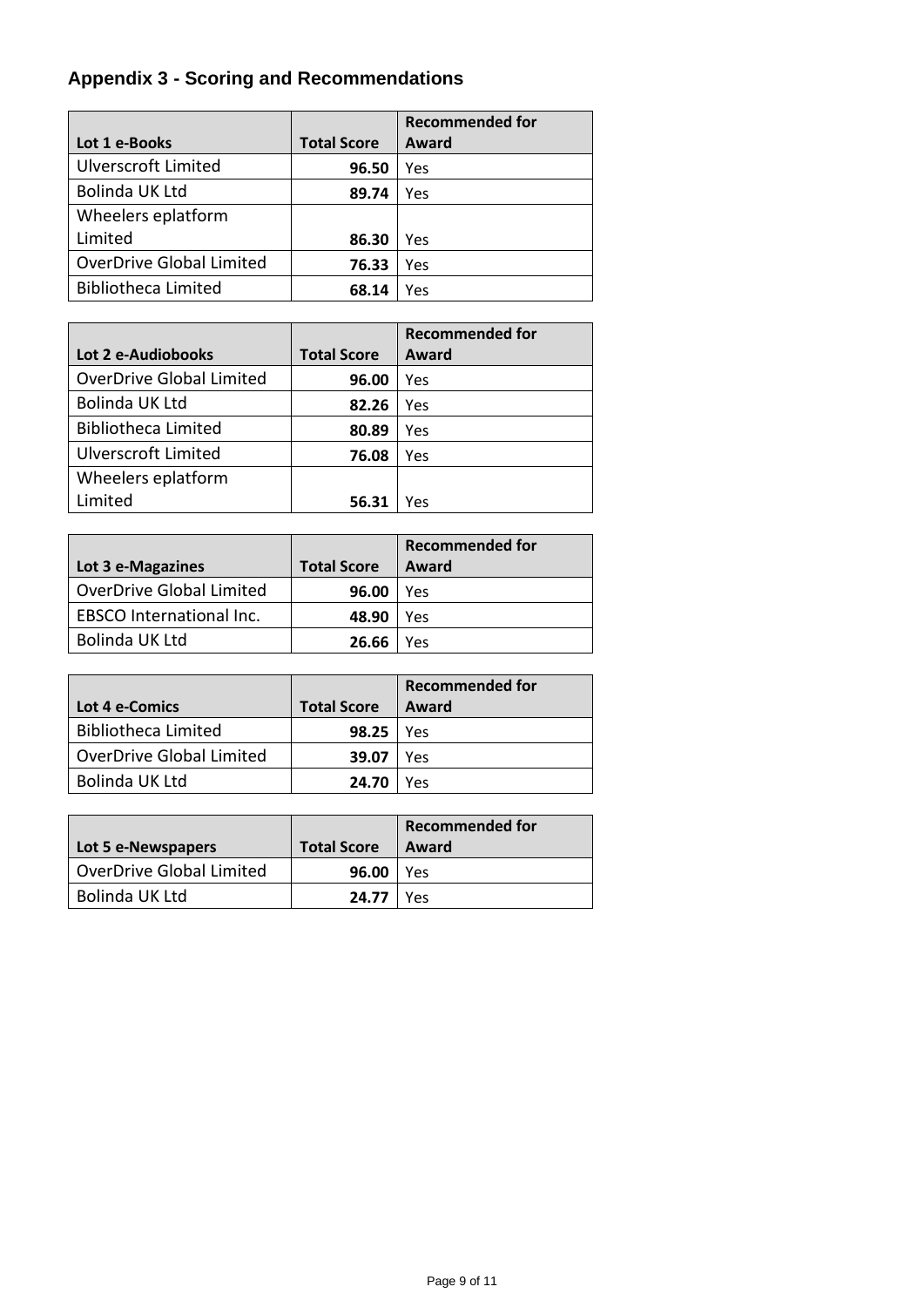## Appendix 3 - Scoring and Recommendations

| Lot 1 e-Books | Total Score | Recommended for Award |
|---|---|---|
| Ulverscroft Limited | **96.50** | Yes |
| Bolinda UK Ltd | **89.74** | Yes |
| Wheelers eplatform Limited | **86.30** | Yes |
| OverDrive Global Limited | **76.33** | Yes |
| Bibliotheca Limited | **68.14** | Yes |

| Lot 2 e-Audiobooks | Total Score | Recommended for Award |
|---|---|---|
| OverDrive Global Limited | **96.00** | Yes |
| Bolinda UK Ltd | **82.26** | Yes |
| Bibliotheca Limited | **80.89** | Yes |
| Ulverscroft Limited | **76.08** | Yes |
| Wheelers eplatform Limited | **56.31** | Yes |

| Lot 3 e-Magazines | Total Score | Recommended for Award |
|---|---|---|
| OverDrive Global Limited | **96.00** | Yes |
| EBSCO International Inc. | **48.90** | Yes |
| Bolinda UK Ltd | **26.66** | Yes |

| Lot 4 e-Comics | Total Score | Recommended for Award |
|---|---|---|
| Bibliotheca Limited | **98.25** | Yes |
| OverDrive Global Limited | **39.07** | Yes |
| Bolinda UK Ltd | **24.70** | Yes |

| Lot 5 e-Newspapers | Total Score | Recommended for Award |
|---|---|---|
| OverDrive Global Limited | **96.00** | Yes |
| Bolinda UK Ltd | **24.77** | Yes |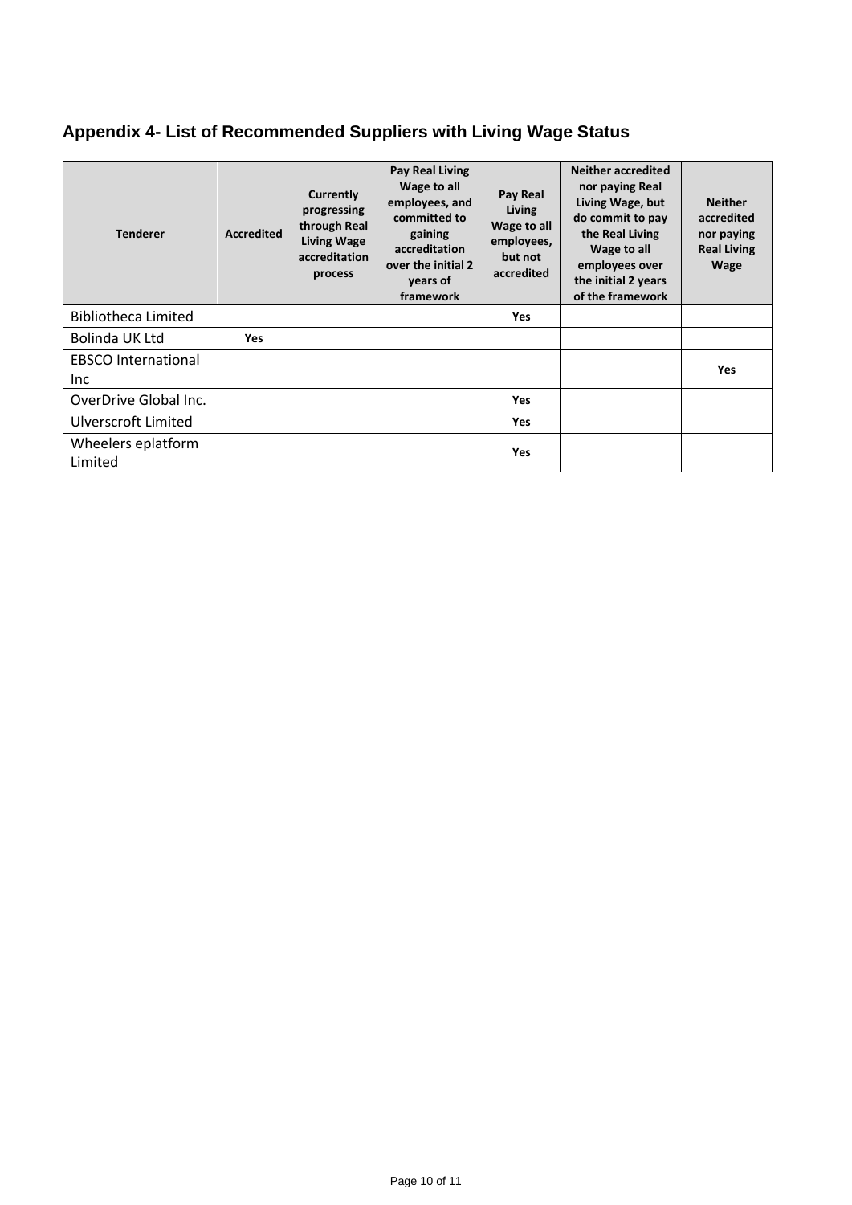## Appendix 4- List of Recommended Suppliers with Living Wage Status

| Tenderer | Accredited | Currently progressing through Real Living Wage accreditation process | Pay Real Living Wage to all employees, and committed to gaining accreditation over the initial 2 years of framework | Pay Real Living Wage to all employees, but not accredited | Neither accredited nor paying Real Living Wage, but do commit to pay the Real Living Wage to all employees over the initial 2 years of the framework | Neither accredited nor paying Real Living Wage |
|---|---|---|---|---|---|---|
| Bibliotheca Limited | | | | Yes | | |
| Bolinda UK Ltd | Yes | | | | | |
| EBSCO International Inc | | | | | | Yes |
| OverDrive Global Inc. | | | | Yes | | |
| Ulverscroft Limited | | | | Yes | | |
| Wheelers eplatform Limited | | | | Yes | | |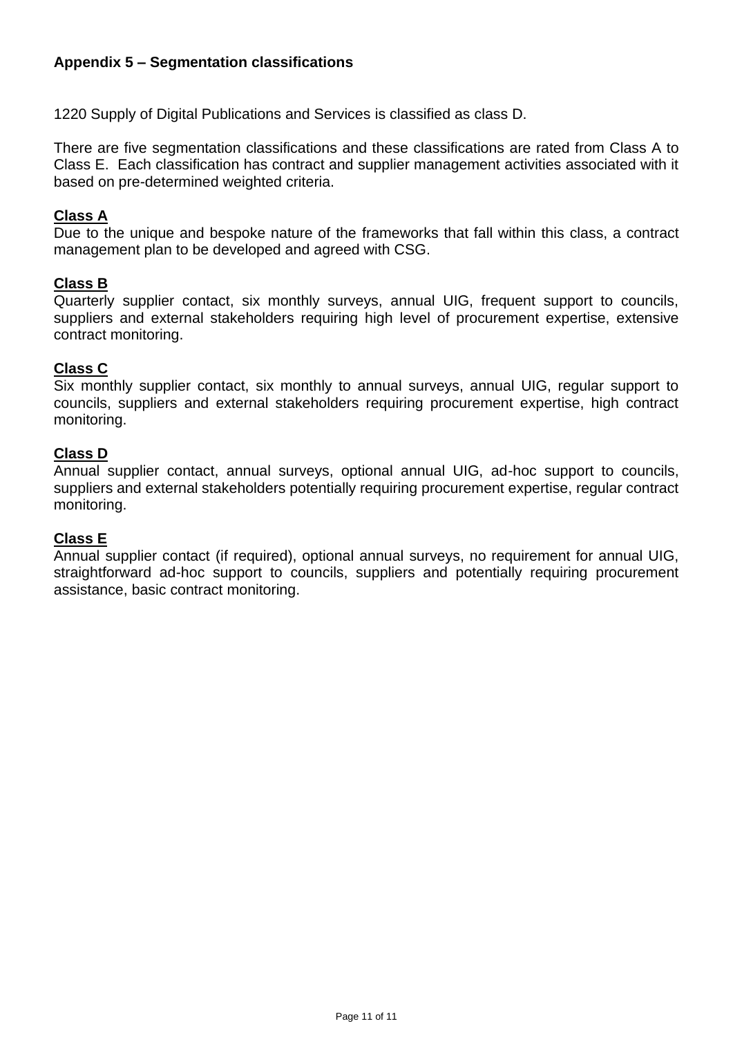## Appendix 5 – Segmentation classifications

1220 Supply of Digital Publications and Services is classified as class D.

There are five segmentation classifications and these classifications are rated from Class A to Class E. Each classification has contract and supplier management activities associated with it based on pre-determined weighted criteria.

**Class A**
Due to the unique and bespoke nature of the frameworks that fall within this class, a contract management plan to be developed and agreed with CSG.

**Class B**
Quarterly supplier contact, six monthly surveys, annual UIG, frequent support to councils, suppliers and external stakeholders requiring high level of procurement expertise, extensive contract monitoring.

**Class C**
Six monthly supplier contact, six monthly to annual surveys, annual UIG, regular support to councils, suppliers and external stakeholders requiring procurement expertise, high contract monitoring.

**Class D**
Annual supplier contact, annual surveys, optional annual UIG, ad-hoc support to councils, suppliers and external stakeholders potentially requiring procurement expertise, regular contract monitoring.

**Class E**
Annual supplier contact (if required), optional annual surveys, no requirement for annual UIG, straightforward ad-hoc support to councils, suppliers and potentially requiring procurement assistance, basic contract monitoring.